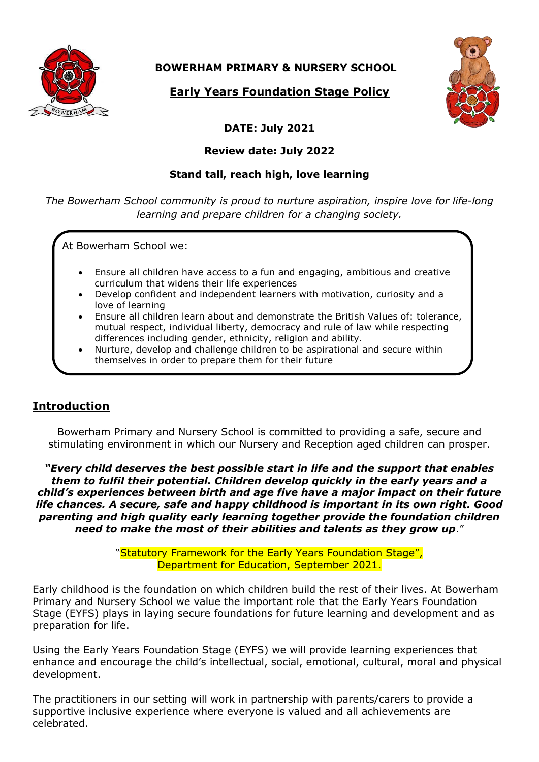**BOWERHAM PRIMARY & NURSERY SCHOOL**

# Early Years Foundation Stage Policy

**DATE: July 2021**

**Review date: July 2022**

**Stand tall, reach high, love learning**

*The Bowerham School community is proud to nurture aspiration, inspire love for life-long learning and prepare children for a changing society.*

At Bowerham School we:

- Ensure all children have access to a fun and engaging, ambitious and creative curriculum that widens their life experiences
- Develop confident and independent learners with motivation, curiosity and a love of learning
- Ensure all children learn about and demonstrate the British Values of: tolerance, mutual respect, individual liberty, democracy and rule of law while respecting differences including gender, ethnicity, religion and ability.
- Nurture, develop and challenge children to be aspirational and secure within themselves in order to prepare them for their future

## Introduction

Bowerham Primary and Nursery School is committed to providing a safe, secure and stimulating environment in which our Nursery and Reception aged children can prosper.

***"Every child deserves the best possible start in life and the support that enables them to fulfil their potential. Children develop quickly in the early years and a child's experiences between birth and age five have a major impact on their future life chances. A secure, safe and happy childhood is important in its own right. Good parenting and high quality early learning together provide the foundation children need to make the most of their abilities and talents as they grow up***."

"Statutory Framework for the Early Years Foundation Stage", Department for Education, September 2021.

Early childhood is the foundation on which children build the rest of their lives. At Bowerham Primary and Nursery School we value the important role that the Early Years Foundation Stage (EYFS) plays in laying secure foundations for future learning and development and as preparation for life.

Using the Early Years Foundation Stage (EYFS) we will provide learning experiences that enhance and encourage the child's intellectual, social, emotional, cultural, moral and physical development.

The practitioners in our setting will work in partnership with parents/carers to provide a supportive inclusive experience where everyone is valued and all achievements are celebrated.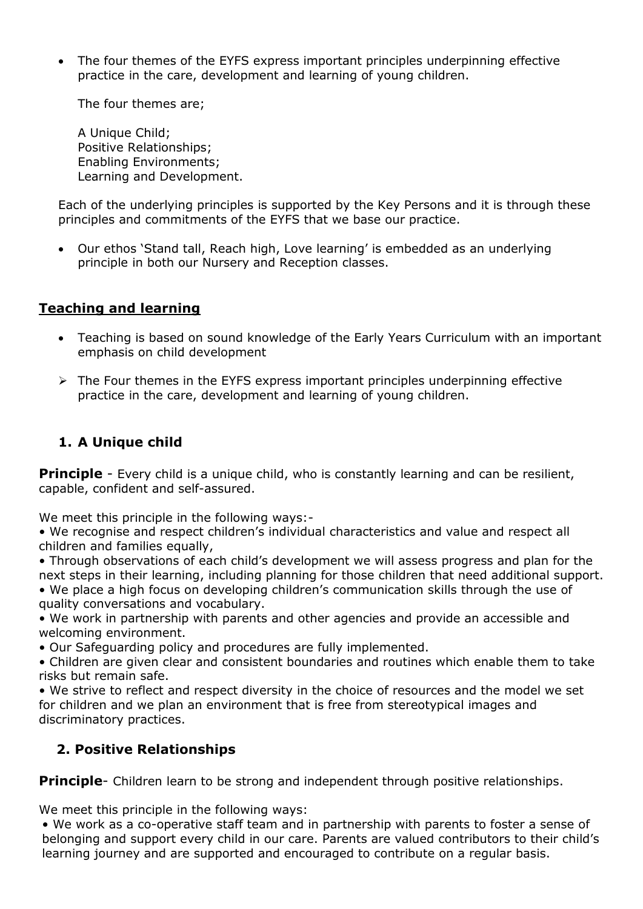- The four themes of the EYFS express important principles underpinning effective practice in the care, development and learning of young children.

  The four themes are;

  A Unique Child;
  Positive Relationships;
  Enabling Environments;
  Learning and Development.

  Each of the underlying principles is supported by the Key Persons and it is through these principles and commitments of the EYFS that we base our practice.

- Our ethos 'Stand tall, Reach high, Love learning' is embedded as an underlying principle in both our Nursery and Reception classes.

## **Teaching and learning**

- Teaching is based on sound knowledge of the Early Years Curriculum with an important emphasis on child development

- The Four themes in the EYFS express important principles underpinning effective practice in the care, development and learning of young children.

### 1. A Unique child

**Principle** - Every child is a unique child, who is constantly learning and can be resilient, capable, confident and self-assured.

We meet this principle in the following ways:-

- We recognise and respect children's individual characteristics and value and respect all children and families equally,
- Through observations of each child's development we will assess progress and plan for the next steps in their learning, including planning for those children that need additional support.
- We place a high focus on developing children's communication skills through the use of quality conversations and vocabulary.
- We work in partnership with parents and other agencies and provide an accessible and welcoming environment.
- Our Safeguarding policy and procedures are fully implemented.
- Children are given clear and consistent boundaries and routines which enable them to take risks but remain safe.
- We strive to reflect and respect diversity in the choice of resources and the model we set for children and we plan an environment that is free from stereotypical images and discriminatory practices.

### 2. Positive Relationships

**Principle**- Children learn to be strong and independent through positive relationships.

We meet this principle in the following ways:

- We work as a co-operative staff team and in partnership with parents to foster a sense of belonging and support every child in our care. Parents are valued contributors to their child's learning journey and are supported and encouraged to contribute on a regular basis.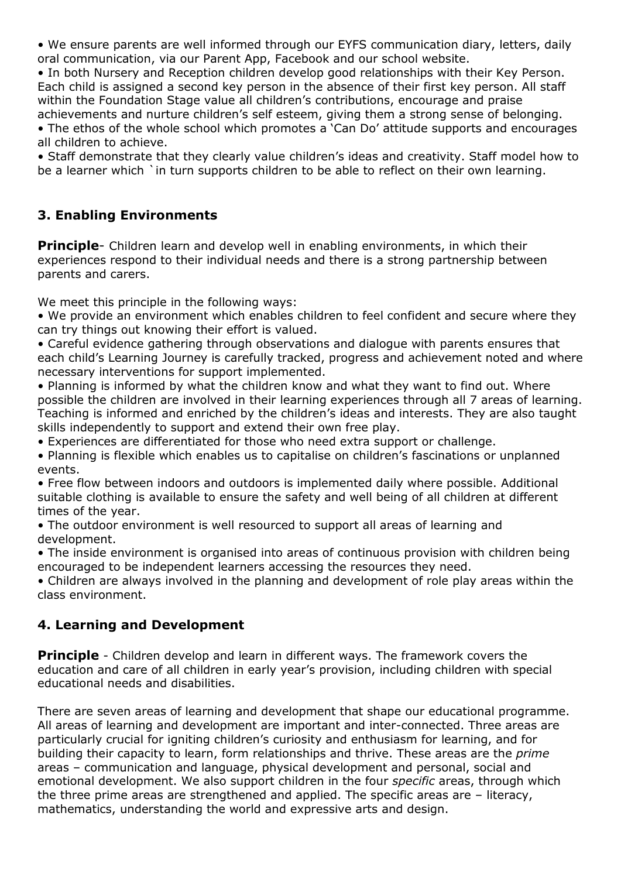- We ensure parents are well informed through our EYFS communication diary, letters, daily oral communication, via our Parent App, Facebook and our school website.
- In both Nursery and Reception children develop good relationships with their Key Person. Each child is assigned a second key person in the absence of their first key person. All staff within the Foundation Stage value all children's contributions, encourage and praise achievements and nurture children's self esteem, giving them a strong sense of belonging.
- The ethos of the whole school which promotes a 'Can Do' attitude supports and encourages all children to achieve.
- Staff demonstrate that they clearly value children's ideas and creativity. Staff model how to be a learner which `in turn supports children to be able to reflect on their own learning.

## 3. Enabling Environments

**Principle**- Children learn and develop well in enabling environments, in which their experiences respond to their individual needs and there is a strong partnership between parents and carers.

We meet this principle in the following ways:

- We provide an environment which enables children to feel confident and secure where they can try things out knowing their effort is valued.
- Careful evidence gathering through observations and dialogue with parents ensures that each child's Learning Journey is carefully tracked, progress and achievement noted and where necessary interventions for support implemented.
- Planning is informed by what the children know and what they want to find out. Where possible the children are involved in their learning experiences through all 7 areas of learning. Teaching is informed and enriched by the children's ideas and interests. They are also taught skills independently to support and extend their own free play.
- Experiences are differentiated for those who need extra support or challenge.
- Planning is flexible which enables us to capitalise on children's fascinations or unplanned events.
- Free flow between indoors and outdoors is implemented daily where possible. Additional suitable clothing is available to ensure the safety and well being of all children at different times of the year.
- The outdoor environment is well resourced to support all areas of learning and development.
- The inside environment is organised into areas of continuous provision with children being encouraged to be independent learners accessing the resources they need.
- Children are always involved in the planning and development of role play areas within the class environment.

## 4. Learning and Development

**Principle** - Children develop and learn in different ways. The framework covers the education and care of all children in early year's provision, including children with special educational needs and disabilities.

There are seven areas of learning and development that shape our educational programme. All areas of learning and development are important and inter-connected. Three areas are particularly crucial for igniting children's curiosity and enthusiasm for learning, and for building their capacity to learn, form relationships and thrive. These areas are the *prime* areas – communication and language, physical development and personal, social and emotional development. We also support children in the four *specific* areas, through which the three prime areas are strengthened and applied. The specific areas are – literacy, mathematics, understanding the world and expressive arts and design.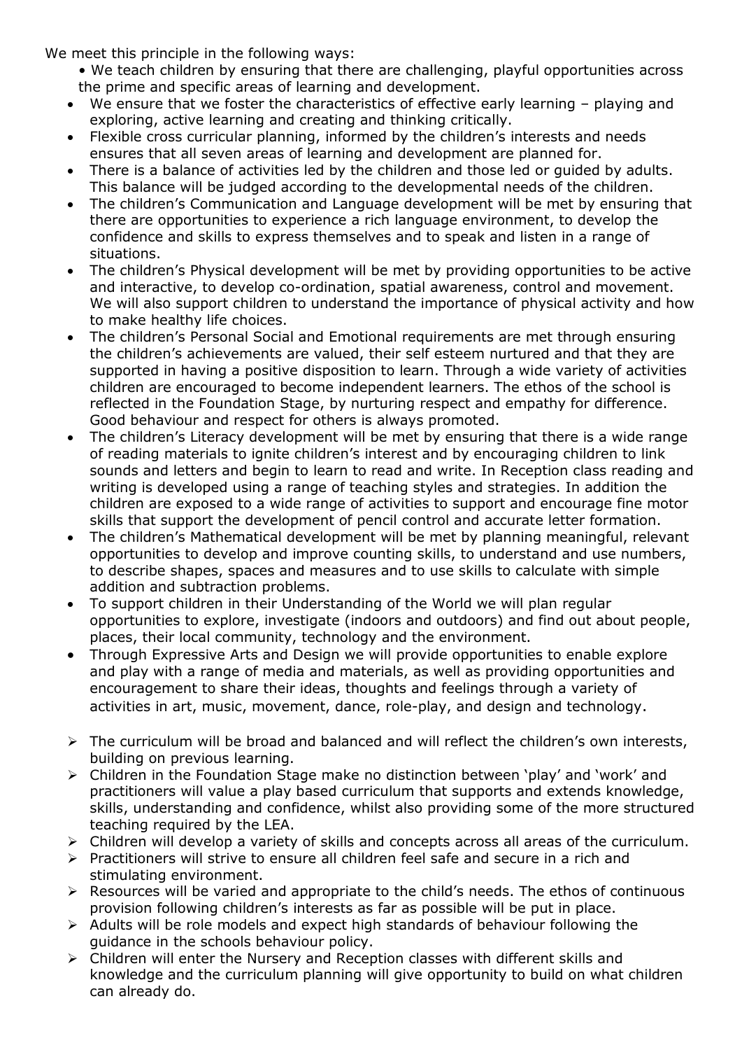We meet this principle in the following ways:

- We teach children by ensuring that there are challenging, playful opportunities across the prime and specific areas of learning and development.
- We ensure that we foster the characteristics of effective early learning – playing and exploring, active learning and creating and thinking critically.
- Flexible cross curricular planning, informed by the children's interests and needs ensures that all seven areas of learning and development are planned for.
- There is a balance of activities led by the children and those led or guided by adults. This balance will be judged according to the developmental needs of the children.
- The children's Communication and Language development will be met by ensuring that there are opportunities to experience a rich language environment, to develop the confidence and skills to express themselves and to speak and listen in a range of situations.
- The children's Physical development will be met by providing opportunities to be active and interactive, to develop co-ordination, spatial awareness, control and movement. We will also support children to understand the importance of physical activity and how to make healthy life choices.
- The children's Personal Social and Emotional requirements are met through ensuring the children's achievements are valued, their self esteem nurtured and that they are supported in having a positive disposition to learn. Through a wide variety of activities children are encouraged to become independent learners. The ethos of the school is reflected in the Foundation Stage, by nurturing respect and empathy for difference. Good behaviour and respect for others is always promoted.
- The children's Literacy development will be met by ensuring that there is a wide range of reading materials to ignite children's interest and by encouraging children to link sounds and letters and begin to learn to read and write. In Reception class reading and writing is developed using a range of teaching styles and strategies. In addition the children are exposed to a wide range of activities to support and encourage fine motor skills that support the development of pencil control and accurate letter formation.
- The children's Mathematical development will be met by planning meaningful, relevant opportunities to develop and improve counting skills, to understand and use numbers, to describe shapes, spaces and measures and to use skills to calculate with simple addition and subtraction problems.
- To support children in their Understanding of the World we will plan regular opportunities to explore, investigate (indoors and outdoors) and find out about people, places, their local community, technology and the environment.
- Through Expressive Arts and Design we will provide opportunities to enable explore and play with a range of media and materials, as well as providing opportunities and encouragement to share their ideas, thoughts and feelings through a variety of activities in art, music, movement, dance, role-play, and design and technology.

- The curriculum will be broad and balanced and will reflect the children's own interests, building on previous learning.
- Children in the Foundation Stage make no distinction between 'play' and 'work' and practitioners will value a play based curriculum that supports and extends knowledge, skills, understanding and confidence, whilst also providing some of the more structured teaching required by the LEA.
- Children will develop a variety of skills and concepts across all areas of the curriculum.
- Practitioners will strive to ensure all children feel safe and secure in a rich and stimulating environment.
- Resources will be varied and appropriate to the child's needs. The ethos of continuous provision following children's interests as far as possible will be put in place.
- Adults will be role models and expect high standards of behaviour following the guidance in the schools behaviour policy.
- Children will enter the Nursery and Reception classes with different skills and knowledge and the curriculum planning will give opportunity to build on what children can already do.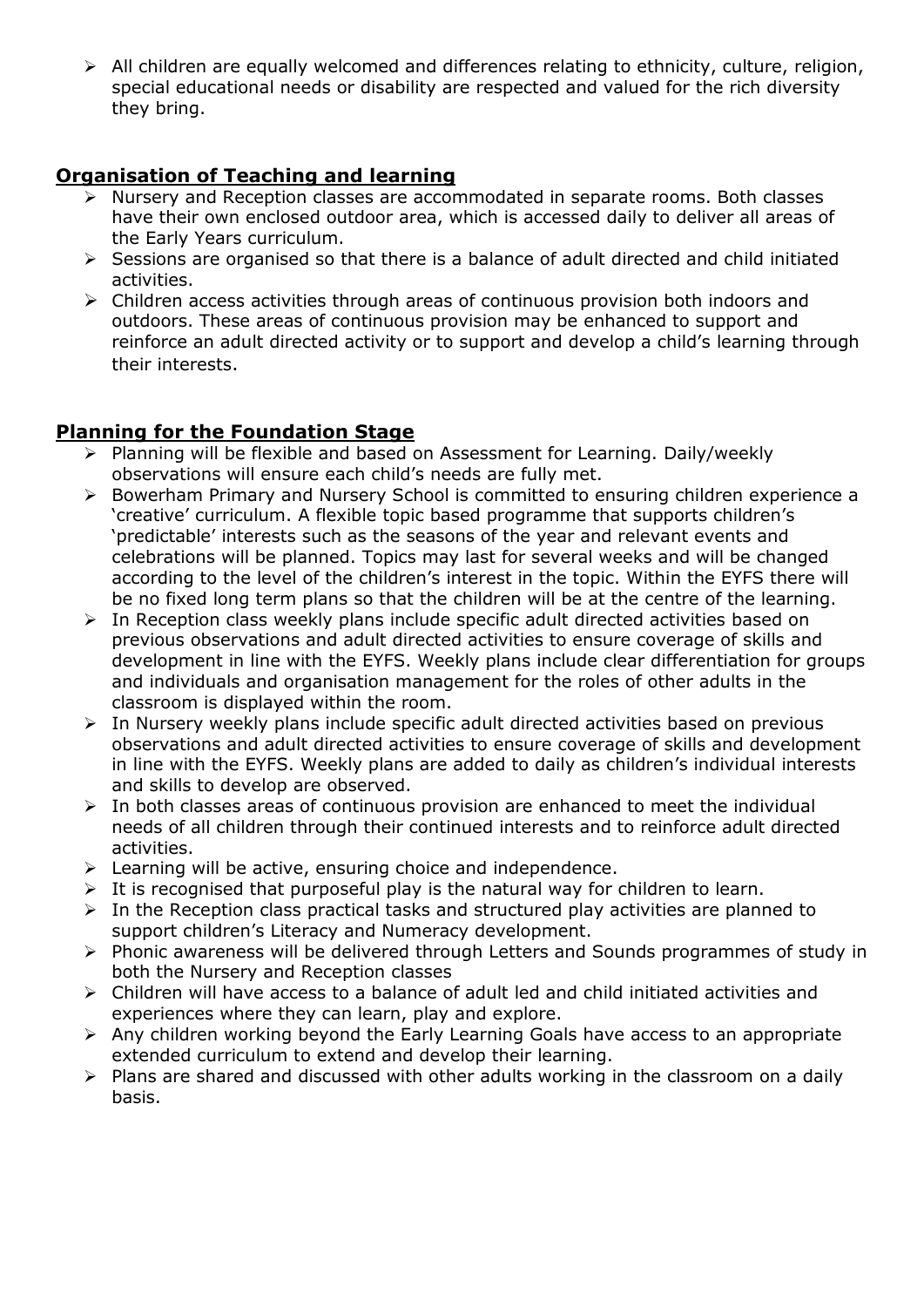- All children are equally welcomed and differences relating to ethnicity, culture, religion, special educational needs or disability are respected and valued for the rich diversity they bring.

## Organisation of Teaching and learning

- Nursery and Reception classes are accommodated in separate rooms. Both classes have their own enclosed outdoor area, which is accessed daily to deliver all areas of the Early Years curriculum.
- Sessions are organised so that there is a balance of adult directed and child initiated activities.
- Children access activities through areas of continuous provision both indoors and outdoors. These areas of continuous provision may be enhanced to support and reinforce an adult directed activity or to support and develop a child's learning through their interests.

## Planning for the Foundation Stage

- Planning will be flexible and based on Assessment for Learning. Daily/weekly observations will ensure each child's needs are fully met.
- Bowerham Primary and Nursery School is committed to ensuring children experience a 'creative' curriculum. A flexible topic based programme that supports children's 'predictable' interests such as the seasons of the year and relevant events and celebrations will be planned. Topics may last for several weeks and will be changed according to the level of the children's interest in the topic. Within the EYFS there will be no fixed long term plans so that the children will be at the centre of the learning.
- In Reception class weekly plans include specific adult directed activities based on previous observations and adult directed activities to ensure coverage of skills and development in line with the EYFS. Weekly plans include clear differentiation for groups and individuals and organisation management for the roles of other adults in the classroom is displayed within the room.
- In Nursery weekly plans include specific adult directed activities based on previous observations and adult directed activities to ensure coverage of skills and development in line with the EYFS. Weekly plans are added to daily as children's individual interests and skills to develop are observed.
- In both classes areas of continuous provision are enhanced to meet the individual needs of all children through their continued interests and to reinforce adult directed activities.
- Learning will be active, ensuring choice and independence.
- It is recognised that purposeful play is the natural way for children to learn.
- In the Reception class practical tasks and structured play activities are planned to support children's Literacy and Numeracy development.
- Phonic awareness will be delivered through Letters and Sounds programmes of study in both the Nursery and Reception classes
- Children will have access to a balance of adult led and child initiated activities and experiences where they can learn, play and explore.
- Any children working beyond the Early Learning Goals have access to an appropriate extended curriculum to extend and develop their learning.
- Plans are shared and discussed with other adults working in the classroom on a daily basis.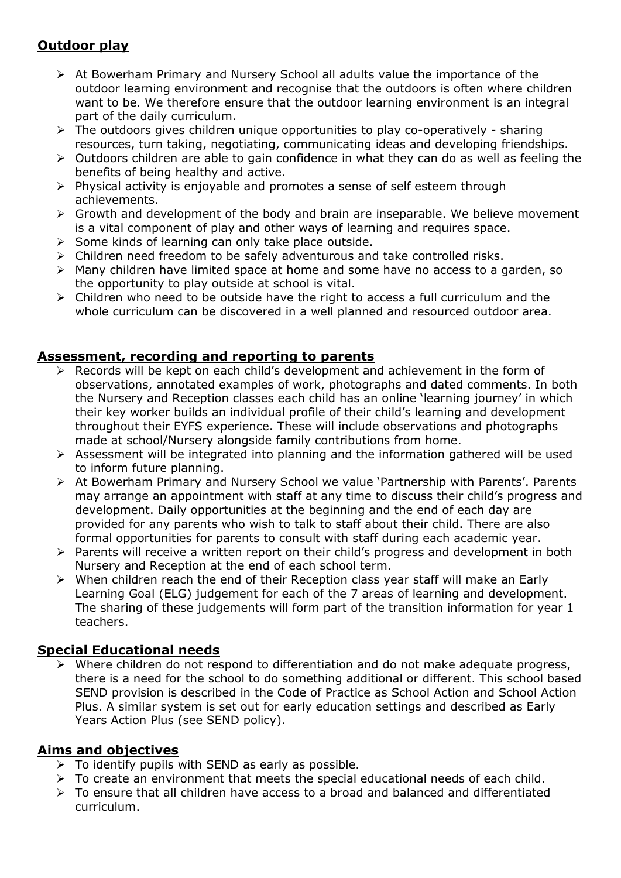## Outdoor play

- At Bowerham Primary and Nursery School all adults value the importance of the outdoor learning environment and recognise that the outdoors is often where children want to be. We therefore ensure that the outdoor learning environment is an integral part of the daily curriculum.
- The outdoors gives children unique opportunities to play co-operatively - sharing resources, turn taking, negotiating, communicating ideas and developing friendships.
- Outdoors children are able to gain confidence in what they can do as well as feeling the benefits of being healthy and active.
- Physical activity is enjoyable and promotes a sense of self esteem through achievements.
- Growth and development of the body and brain are inseparable. We believe movement is a vital component of play and other ways of learning and requires space.
- Some kinds of learning can only take place outside.
- Children need freedom to be safely adventurous and take controlled risks.
- Many children have limited space at home and some have no access to a garden, so the opportunity to play outside at school is vital.
- Children who need to be outside have the right to access a full curriculum and the whole curriculum can be discovered in a well planned and resourced outdoor area.

## Assessment, recording and reporting to parents

- Records will be kept on each child's development and achievement in the form of observations, annotated examples of work, photographs and dated comments. In both the Nursery and Reception classes each child has an online 'learning journey' in which their key worker builds an individual profile of their child's learning and development throughout their EYFS experience. These will include observations and photographs made at school/Nursery alongside family contributions from home.
- Assessment will be integrated into planning and the information gathered will be used to inform future planning.
- At Bowerham Primary and Nursery School we value 'Partnership with Parents'. Parents may arrange an appointment with staff at any time to discuss their child's progress and development. Daily opportunities at the beginning and the end of each day are provided for any parents who wish to talk to staff about their child. There are also formal opportunities for parents to consult with staff during each academic year.
- Parents will receive a written report on their child's progress and development in both Nursery and Reception at the end of each school term.
- When children reach the end of their Reception class year staff will make an Early Learning Goal (ELG) judgement for each of the 7 areas of learning and development. The sharing of these judgements will form part of the transition information for year 1 teachers.

## Special Educational needs

- Where children do not respond to differentiation and do not make adequate progress, there is a need for the school to do something additional or different. This school based SEND provision is described in the Code of Practice as School Action and School Action Plus. A similar system is set out for early education settings and described as Early Years Action Plus (see SEND policy).

## Aims and objectives

- To identify pupils with SEND as early as possible.
- To create an environment that meets the special educational needs of each child.
- To ensure that all children have access to a broad and balanced and differentiated curriculum.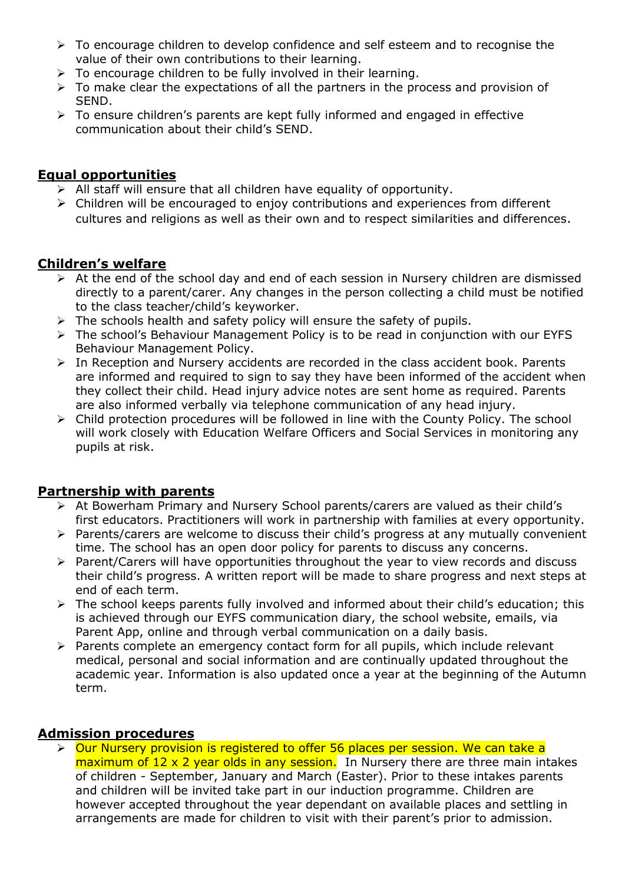- To encourage children to develop confidence and self esteem and to recognise the value of their own contributions to their learning.
- To encourage children to be fully involved in their learning.
- To make clear the expectations of all the partners in the process and provision of SEND.
- To ensure children's parents are kept fully informed and engaged in effective communication about their child's SEND.

## Equal opportunities

- All staff will ensure that all children have equality of opportunity.
- Children will be encouraged to enjoy contributions and experiences from different cultures and religions as well as their own and to respect similarities and differences.

## Children's welfare

- At the end of the school day and end of each session in Nursery children are dismissed directly to a parent/carer. Any changes in the person collecting a child must be notified to the class teacher/child's keyworker.
- The schools health and safety policy will ensure the safety of pupils.
- The school's Behaviour Management Policy is to be read in conjunction with our EYFS Behaviour Management Policy.
- In Reception and Nursery accidents are recorded in the class accident book. Parents are informed and required to sign to say they have been informed of the accident when they collect their child. Head injury advice notes are sent home as required. Parents are also informed verbally via telephone communication of any head injury.
- Child protection procedures will be followed in line with the County Policy. The school will work closely with Education Welfare Officers and Social Services in monitoring any pupils at risk.

## Partnership with parents

- At Bowerham Primary and Nursery School parents/carers are valued as their child's first educators. Practitioners will work in partnership with families at every opportunity.
- Parents/carers are welcome to discuss their child's progress at any mutually convenient time. The school has an open door policy for parents to discuss any concerns.
- Parent/Carers will have opportunities throughout the year to view records and discuss their child's progress. A written report will be made to share progress and next steps at end of each term.
- The school keeps parents fully involved and informed about their child's education; this is achieved through our EYFS communication diary, the school website, emails, via Parent App, online and through verbal communication on a daily basis.
- Parents complete an emergency contact form for all pupils, which include relevant medical, personal and social information and are continually updated throughout the academic year. Information is also updated once a year at the beginning of the Autumn term.

## Admission procedures

- Our Nursery provision is registered to offer 56 places per session. We can take a maximum of 12 x 2 year olds in any session. In Nursery there are three main intakes of children - September, January and March (Easter). Prior to these intakes parents and children will be invited take part in our induction programme. Children are however accepted throughout the year dependant on available places and settling in arrangements are made for children to visit with their parent's prior to admission.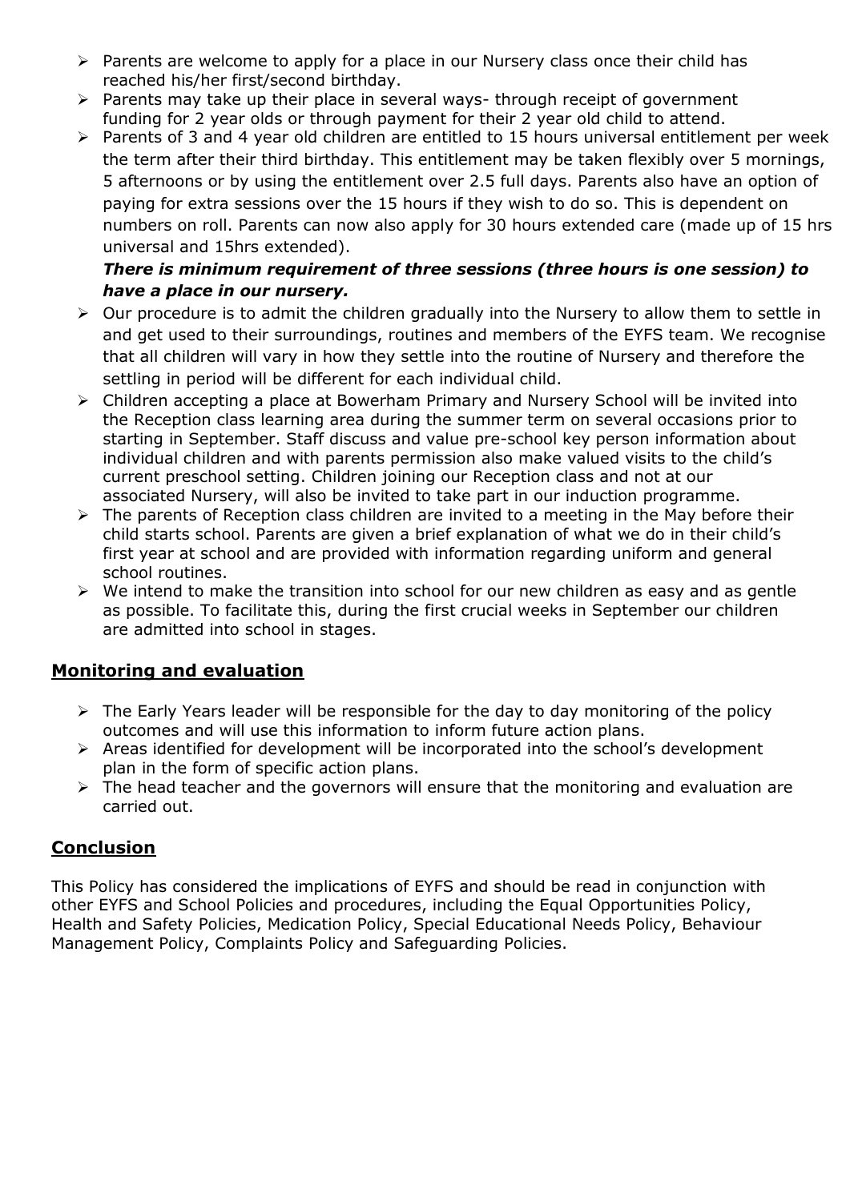- Parents are welcome to apply for a place in our Nursery class once their child has reached his/her first/second birthday.
- Parents may take up their place in several ways- through receipt of government funding for 2 year olds or through payment for their 2 year old child to attend.
- Parents of 3 and 4 year old children are entitled to 15 hours universal entitlement per week the term after their third birthday. This entitlement may be taken flexibly over 5 mornings, 5 afternoons or by using the entitlement over 2.5 full days. Parents also have an option of paying for extra sessions over the 15 hours if they wish to do so. This is dependent on numbers on roll. Parents can now also apply for 30 hours extended care (made up of 15 hrs universal and 15hrs extended).

  ***There is minimum requirement of three sessions (three hours is one session) to have a place in our nursery.***
- Our procedure is to admit the children gradually into the Nursery to allow them to settle in and get used to their surroundings, routines and members of the EYFS team. We recognise that all children will vary in how they settle into the routine of Nursery and therefore the settling in period will be different for each individual child.
- Children accepting a place at Bowerham Primary and Nursery School will be invited into the Reception class learning area during the summer term on several occasions prior to starting in September. Staff discuss and value pre-school key person information about individual children and with parents permission also make valued visits to the child's current preschool setting. Children joining our Reception class and not at our associated Nursery, will also be invited to take part in our induction programme.
- The parents of Reception class children are invited to a meeting in the May before their child starts school. Parents are given a brief explanation of what we do in their child's first year at school and are provided with information regarding uniform and general school routines.
- We intend to make the transition into school for our new children as easy and as gentle as possible. To facilitate this, during the first crucial weeks in September our children are admitted into school in stages.

## Monitoring and evaluation

- The Early Years leader will be responsible for the day to day monitoring of the policy outcomes and will use this information to inform future action plans.
- Areas identified for development will be incorporated into the school's development plan in the form of specific action plans.
- The head teacher and the governors will ensure that the monitoring and evaluation are carried out.

## Conclusion

This Policy has considered the implications of EYFS and should be read in conjunction with other EYFS and School Policies and procedures, including the Equal Opportunities Policy, Health and Safety Policies, Medication Policy, Special Educational Needs Policy, Behaviour Management Policy, Complaints Policy and Safeguarding Policies.